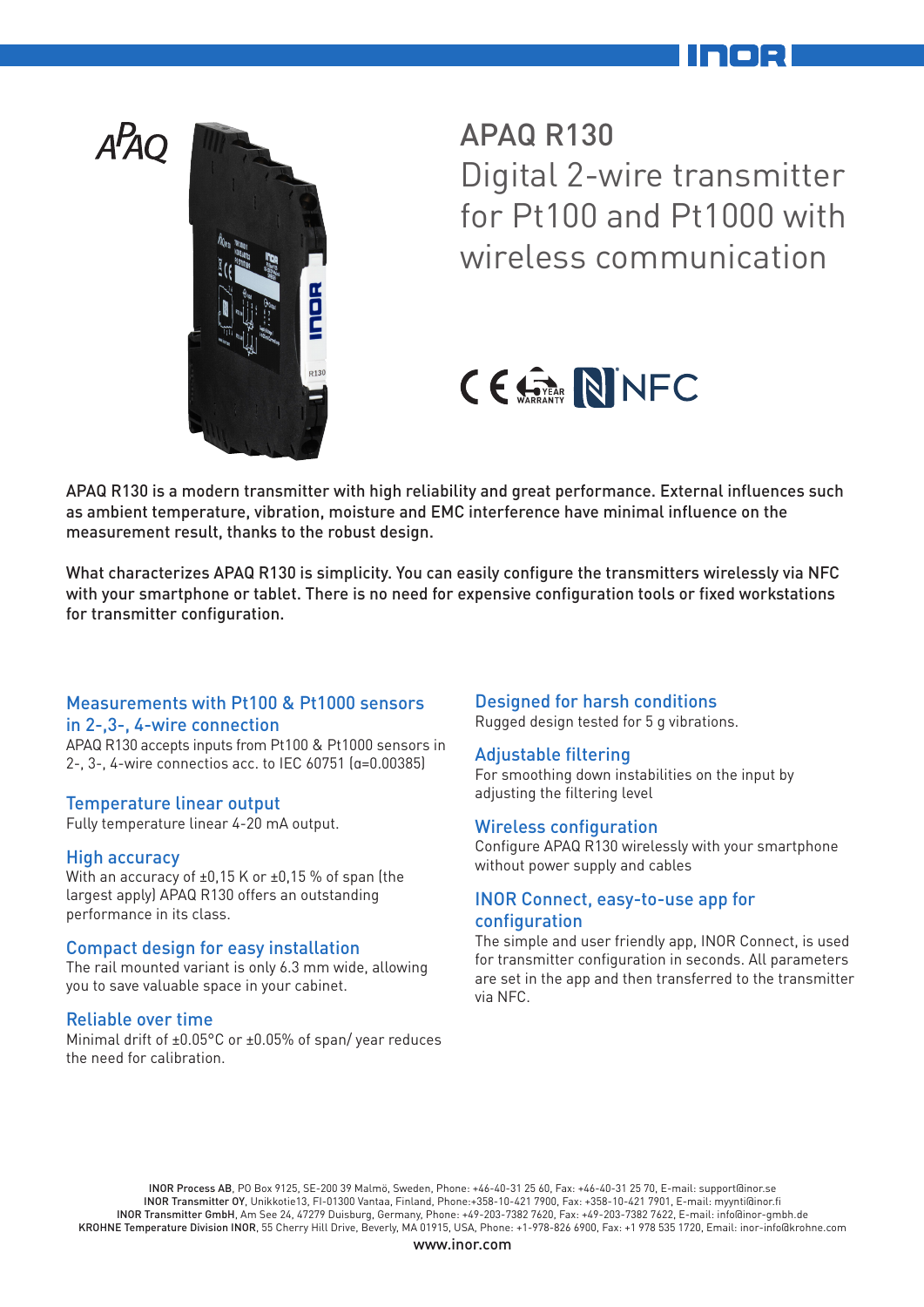# APAQ R130

## Digital 2-wire transmitter for Pt100 and Pt1000 with wireless communication

APAQ R130 is a modern transmitter with high reliability and great performance. External influences such as ambient temperature, vibration, moisture and EMC interference have minimal influence on the measurement result, thanks to the robust design.

What characterizes APAQ R130 is simplicity. You can easily configure the transmitters wirelessly via NFC with your smartphone or tablet. There is no need for expensive configuration tools or fixed workstations for transmitter configuration.

### Measurements with Pt100 & Pt1000 sensors in 2-,3-, 4-wire connection

APAQ R130 accepts inputs from Pt100 & Pt1000 sensors in 2-, 3-, 4-wire connectios acc. to IEC 60751 (α=0.00385)

### Temperature linear output

Fully temperature linear 4-20 mA output.

### High accuracy

With an accuracy of ±0,15 K or ±0,15 % of span (the largest apply) APAQ R130 offers an outstanding performance in its class.

### Compact design for easy installation

The rail mounted variant is only 6.3 mm wide, allowing you to save valuable space in your cabinet.

### Reliable over time

Minimal drift of ±0.05°C or ±0.05% of span/ year reduces the need for calibration.

### Designed for harsh conditions

Rugged design tested for 5 g vibrations.

### Adjustable filtering

For smoothing down instabilities on the input by adjusting the filtering level

### Wireless configuration

Configure APAQ R130 wirelessly with your smartphone without power supply and cables

### INOR Connect, easy-to-use app for configuration

The simple and user friendly app, INOR Connect, is used for transmitter configuration in seconds. All parameters are set in the app and then transferred to the transmitter via NFC.

**INOR Process AB**, PO Box 9125, SE-200 39 Malmö, Sweden, Phone: +46-40-31 25 60, Fax: +46-40-31 25 70, E-mail: support@inor.se
**INOR Transmitter OY**, Unikkotie13, FI-01300 Vantaa, Finland, Phone:+358-10-421 7900, Fax: +358-10-421 7901, E-mail: myynti@inor.fi
**INOR Transmitter GmbH**, Am See 24, 47279 Duisburg, Germany, Phone: +49-203-7382 7620, Fax: +49-203-7382 7622, E-mail: info@inor-gmbh.de
**KROHNE Temperature Division INOR**, 55 Cherry Hill Drive, Beverly, MA 01915, USA, Phone: +1-978-826 6900, Fax: +1 978 535 1720, Email: inor-info@krohne.com

www.inor.com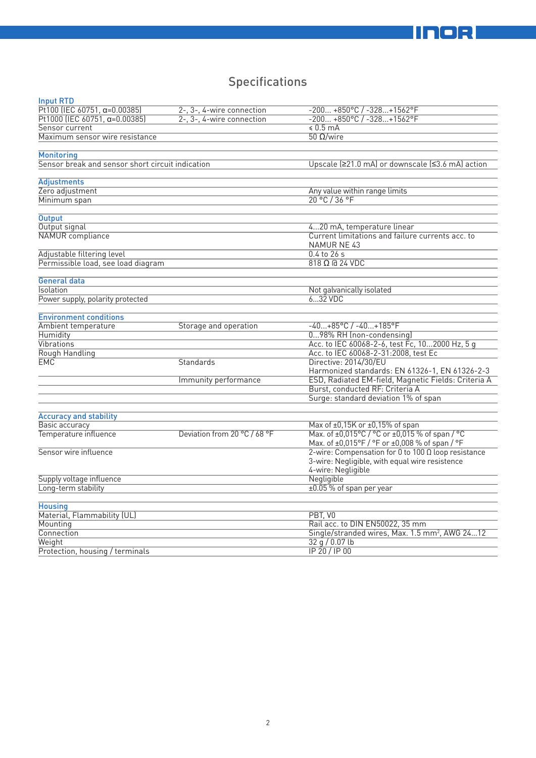# Specifications

| Input RTD | | |
|---|---|---|
| Pt100 (IEC 60751, α=0.00385) | 2-, 3-, 4-wire connection | -200... +850°C / -328...+1562°F |
| Pt1000 (IEC 60751, α=0.00385) | 2-, 3-, 4-wire connection | -200... +850°C / -328...+1562°F |
| Sensor current | | ≤ 0.5 mA |
| Maximum sensor wire resistance | | 50 Ω/wire |

| Monitoring | | |
|---|---|---|
| Sensor break and sensor short circuit indication | | Upscale (≥21.0 mA) or downscale (≤3.6 mA) action |

| Adjustments | | |
|---|---|---|
| Zero adjustment | | Any value within range limits |
| Minimum span | | 20 °C / 36 °F |

| Output | | |
|---|---|---|
| Output signal | | 4...20 mA, temperature linear |
| NAMUR compliance | | Current limitations and failure currents acc. to NAMUR NE 43 |
| Adjustable filtering level | | 0.4 to 26 s |
| Permissible load, see load diagram | | 818 Ω @ 24 VDC |

| General data | | |
|---|---|---|
| Isolation | | Not galvanically isolated |
| Power supply, polarity protected | | 6...32 VDC |

| Environment conditions | | |
|---|---|---|
| Ambient temperature | Storage and operation | -40...+85°C / -40...+185°F |
| Humidity | | 0...98% RH (non-condensing) |
| Vibrations | | Acc. to IEC 60068-2-6, test Fc, 10...2000 Hz, 5 g |
| Rough Handling | | Acc. to IEC 60068-2-31:2008, test Ec |
| EMC | Standards | Directive: 2014/30/EU<br>Harmonized standards: EN 61326-1, EN 61326-2-3 |
| | Immunity performance | ESD, Radiated EM-field, Magnetic Fields: Criteria A |
| | | Burst, conducted RF: Criteria A |
| | | Surge: standard deviation 1% of span |

| Accuracy and stability | | |
|---|---|---|
| Basic accuracy | | Max of ±0,15K or ±0,15% of span |
| Temperature influence | Deviation from 20 °C / 68 °F | Max. of ±0,015°C / °C or ±0,015 % of span / °C<br>Max. of ±0,015°F / °F or ±0,008 % of span / °F |
| Sensor wire influence | | 2-wire: Compensation for 0 to 100 Ω loop resistance<br>3-wire: Negligible, with equal wire resistence<br>4-wire: Negligible |
| Supply voltage influence | | Negligible |
| Long-term stability | | ±0.05 % of span per year |

| Housing | | |
|---|---|---|
| Material, Flammability (UL) | | PBT, V0 |
| Mounting | | Rail acc. to DIN EN50022, 35 mm |
| Connection | | Single/stranded wires, Max. 1.5 mm², AWG 24...12 |
| Weight | | 32 g / 0.07 lb |
| Protection, housing / terminals | | IP 20 / IP 00 |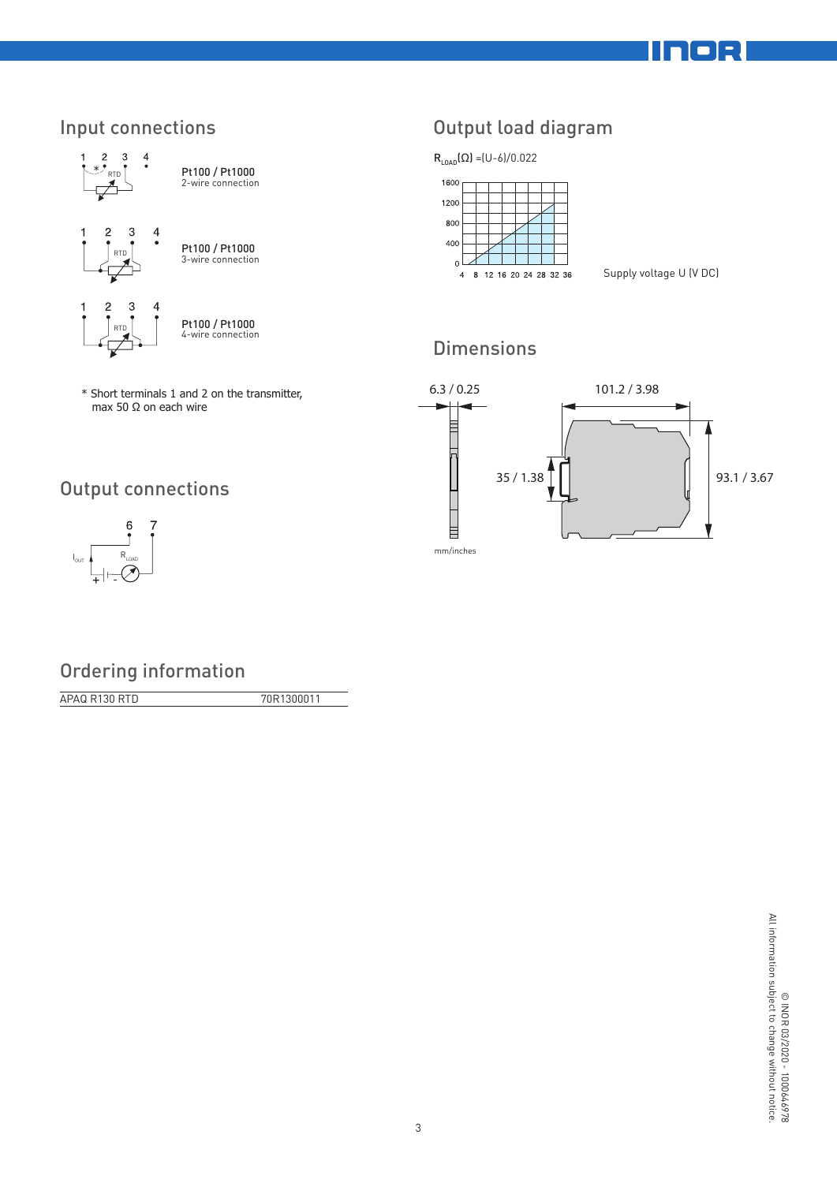## Input connections

1 2 3 4
*
RTD

**Pt100 / Pt1000**
2-wire connection

1 2 3 4
RTD

**Pt100 / Pt1000**
3-wire connection

1 2 3 4
RTD

**Pt100 / Pt1000**
4-wire connection

* Short terminals 1 and 2 on the transmitter, max 50 Ω on each wire

## Output connections

6 7

$I_{OUT}$

$R_{LOAD}$

+ -

## Output load diagram

$R_{LOAD}(\Omega) = (U-6)/0.022$

1600
1200
800
400
0
4 8 12 16 20 24 28 32 36

Supply voltage U (V DC)

## Dimensions

6.3 / 0.25

101.2 / 3.98

35 / 1.38

93.1 / 3.67

mm/inches

## Ordering information

| | |
|---|---|
| APAQ R130 RTD | 70R1300011 |

© INOR 03/2020 - 100064978
All information subject to change without notice.